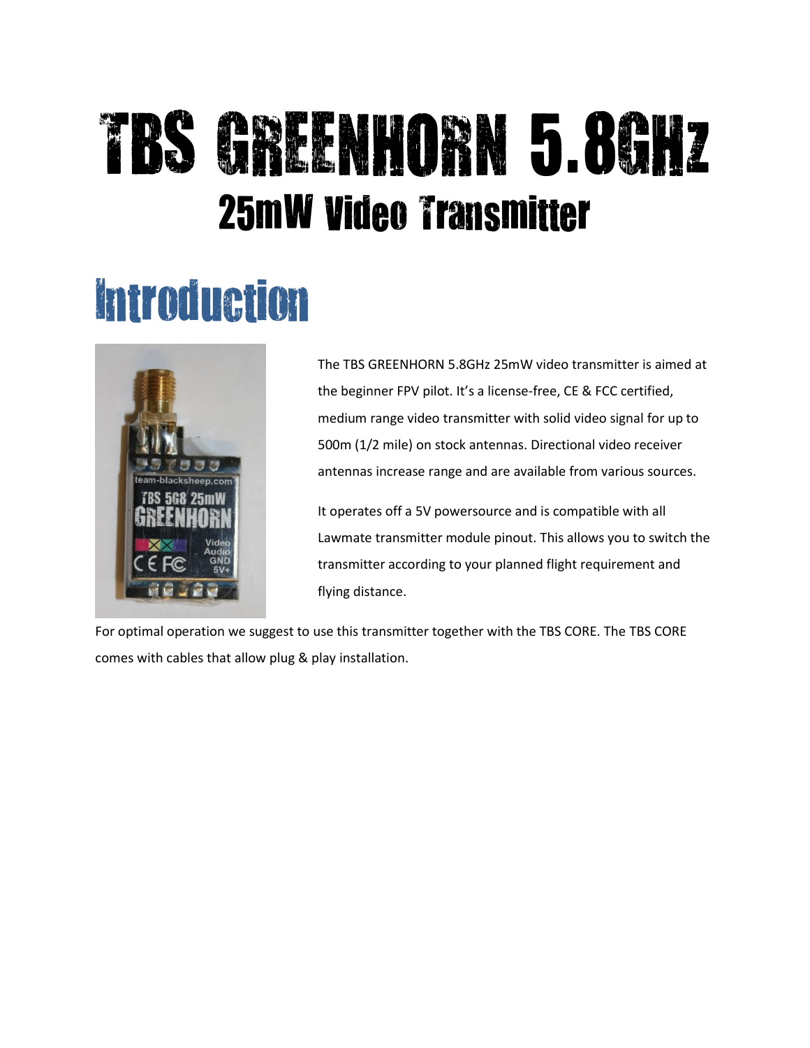# TBS GREENHORN 5.8GHz

## 25mW Video Transmitter

# Introduction

The TBS GREENHORN 5.8GHz 25mW video transmitter is aimed at the beginner FPV pilot. It's a license-free, CE & FCC certified, medium range video transmitter with solid video signal for up to 500m (1/2 mile) on stock antennas. Directional video receiver antennas increase range and are available from various sources.

It operates off a 5V powersource and is compatible with all Lawmate transmitter module pinout. This allows you to switch the transmitter according to your planned flight requirement and flying distance.

For optimal operation we suggest to use this transmitter together with the TBS CORE. The TBS CORE comes with cables that allow plug & play installation.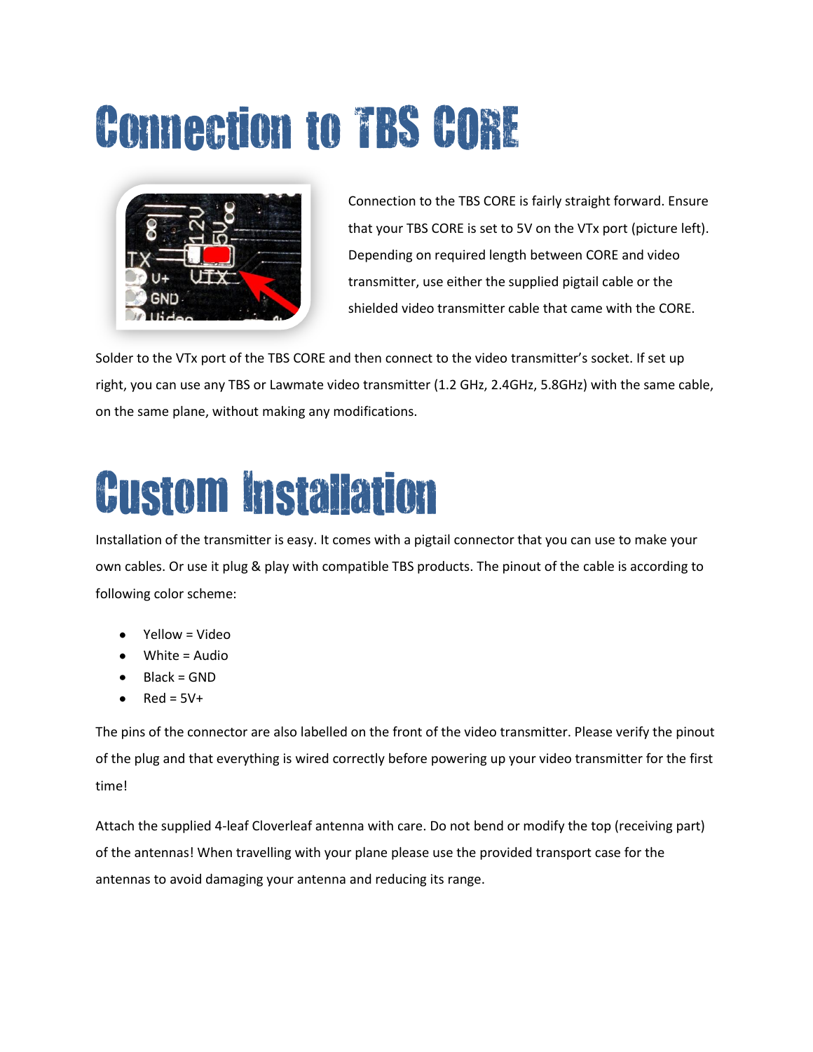# Connection to TBS CORE

Connection to the TBS CORE is fairly straight forward. Ensure that your TBS CORE is set to 5V on the VTx port (picture left). Depending on required length between CORE and video transmitter, use either the supplied pigtail cable or the shielded video transmitter cable that came with the CORE.

Solder to the VTx port of the TBS CORE and then connect to the video transmitter's socket. If set up right, you can use any TBS or Lawmate video transmitter (1.2 GHz, 2.4GHz, 5.8GHz) with the same cable, on the same plane, without making any modifications.

# Custom Installation

Installation of the transmitter is easy. It comes with a pigtail connector that you can use to make your own cables. Or use it plug & play with compatible TBS products. The pinout of the cable is according to following color scheme:

- Yellow = Video
- White = Audio
- Black = GND
- Red = 5V+

The pins of the connector are also labelled on the front of the video transmitter. Please verify the pinout of the plug and that everything is wired correctly before powering up your video transmitter for the first time!

Attach the supplied 4-leaf Cloverleaf antenna with care. Do not bend or modify the top (receiving part) of the antennas! When travelling with your plane please use the provided transport case for the antennas to avoid damaging your antenna and reducing its range.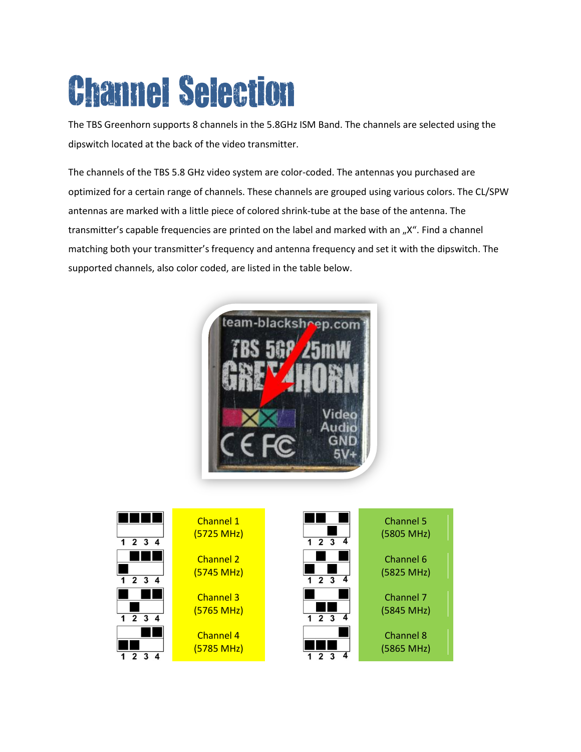# Channel Selection

The TBS Greenhorn supports 8 channels in the 5.8GHz ISM Band. The channels are selected using the dipswitch located at the back of the video transmitter.

The channels of the TBS 5.8 GHz video system are color-coded. The antennas you purchased are optimized for a certain range of channels. These channels are grouped using various colors. The CL/SPW antennas are marked with a little piece of colored shrink-tube at the base of the antenna. The transmitter's capable frequencies are printed on the label and marked with an „X". Find a channel matching both your transmitter's frequency and antenna frequency and set it with the dipswitch. The supported channels, also color coded, are listed in the table below.

| Channel | Frequency |
| --- | --- |
| Channel 1 | (5725 MHz) |
| Channel 2 | (5745 MHz) |
| Channel 3 | (5765 MHz) |
| Channel 4 | (5785 MHz) |
| Channel 5 | (5805 MHz) |
| Channel 6 | (5825 MHz) |
| Channel 7 | (5845 MHz) |
| Channel 8 | (5865 MHz) |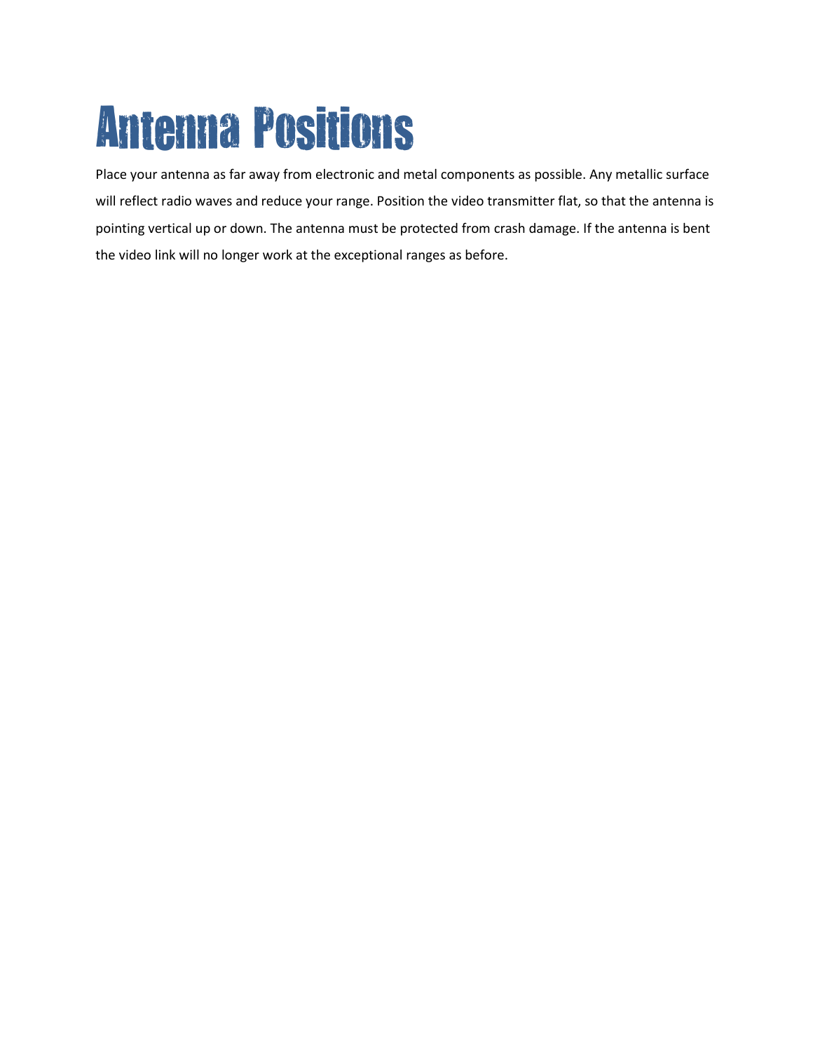# Antenna Positions

Place your antenna as far away from electronic and metal components as possible. Any metallic surface will reflect radio waves and reduce your range. Position the video transmitter flat, so that the antenna is pointing vertical up or down. The antenna must be protected from crash damage. If the antenna is bent the video link will no longer work at the exceptional ranges as before.